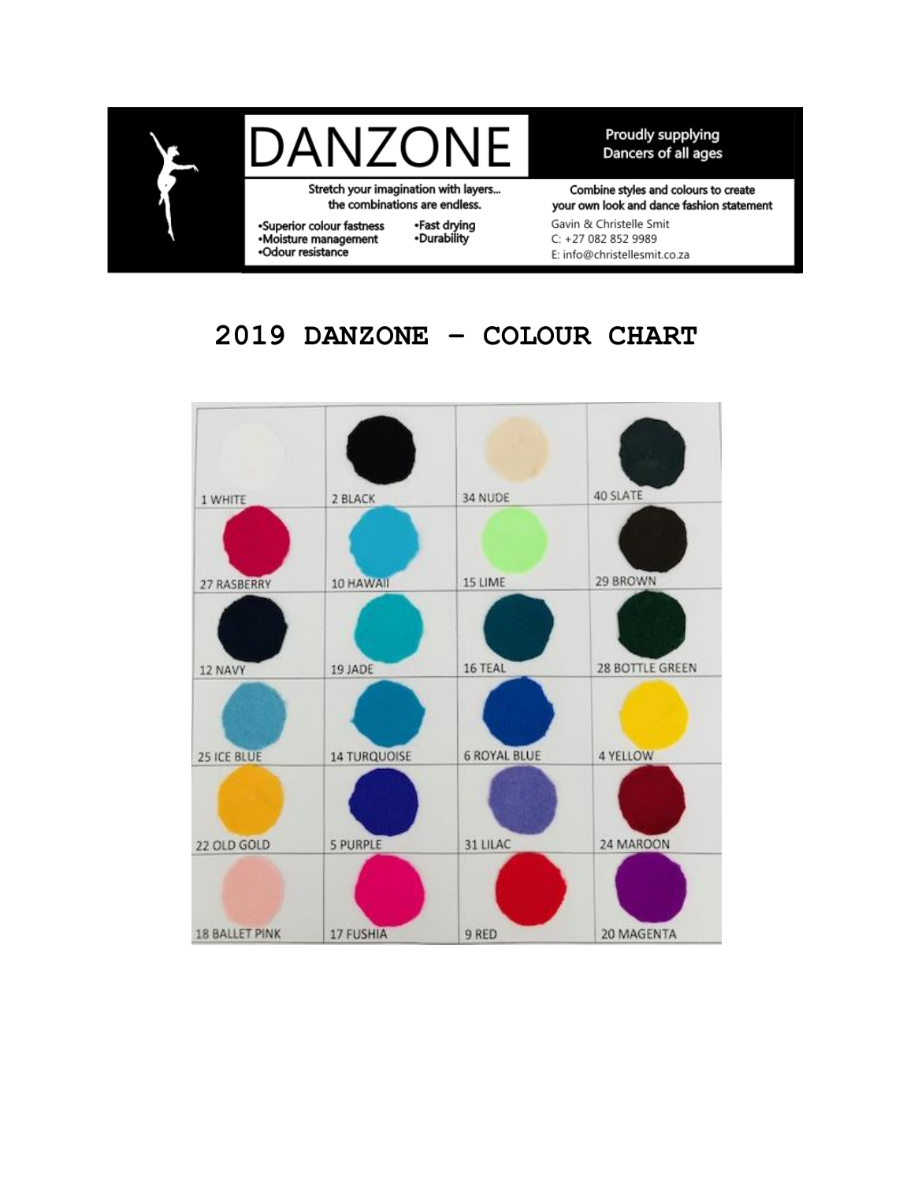DANZONE

Proudly supplying Dancers of all ages

Stretch your imagination with layers... the combinations are endless.

- Superior colour fastness
- Moisture management
- Odour resistance
- Fast drying
- Durability

Combine styles and colours to create your own look and dance fashion statement

Gavin & Christelle Smit
C: +27 082 852 9989
E: info@christellesmit.co.za

# 2019 DANZONE – COLOUR CHART

| | | | |
|---|---|---|---|
| 1 WHITE | 2 BLACK | 34 NUDE | 40 SLATE |
| 27 RASBERRY | 10 HAWAII | 15 LIME | 29 BROWN |
| 12 NAVY | 19 JADE | 16 TEAL | 28 BOTTLE GREEN |
| 25 ICE BLUE | 14 TURQUOISE | 6 ROYAL BLUE | 4 YELLOW |
| 22 OLD GOLD | 5 PURPLE | 31 LILAC | 24 MAROON |
| 18 BALLET PINK | 17 FUSHIA | 9 RED | 20 MAGENTA |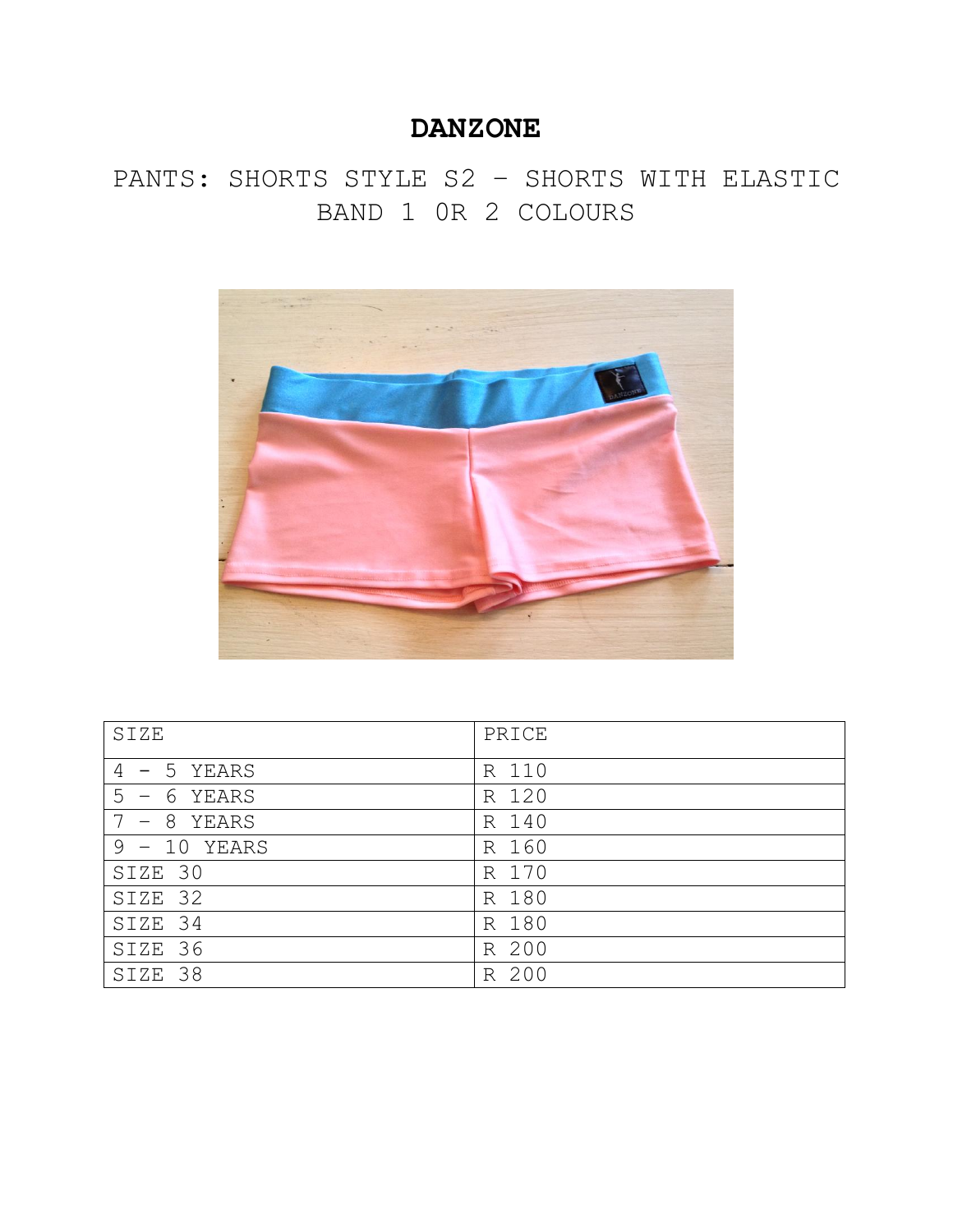# DANZONE

## PANTS: SHORTS STYLE S2 – SHORTS WITH ELASTIC BAND 1 0R 2 COLOURS

| SIZE | PRICE |
| --- | --- |
| 4 - 5 YEARS | R 110 |
| 5 – 6 YEARS | R 120 |
| 7 – 8 YEARS | R 140 |
| 9 – 10 YEARS | R 160 |
| SIZE 30 | R 170 |
| SIZE 32 | R 180 |
| SIZE 34 | R 180 |
| SIZE 36 | R 200 |
| SIZE 38 | R 200 |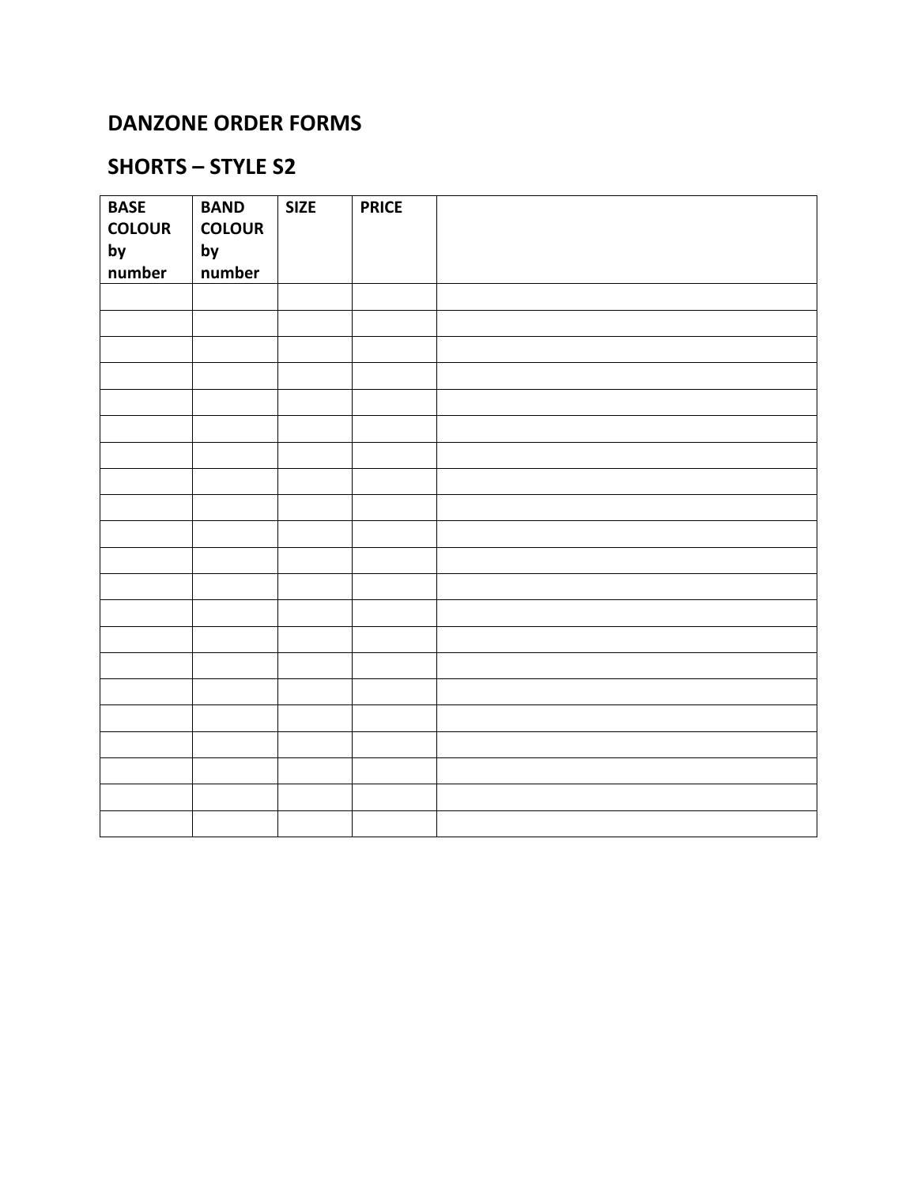## DANZONE ORDER FORMS

## SHORTS – STYLE S2

| BASE COLOUR by number | BAND COLOUR by number | SIZE | PRICE | |
|---|---|---|---|---|
| | | | | |
| | | | | |
| | | | | |
| | | | | |
| | | | | |
| | | | | |
| | | | | |
| | | | | |
| | | | | |
| | | | | |
| | | | | |
| | | | | |
| | | | | |
| | | | | |
| | | | | |
| | | | | |
| | | | | |
| | | | | |
| | | | | |
| | | | | |
| | | | | |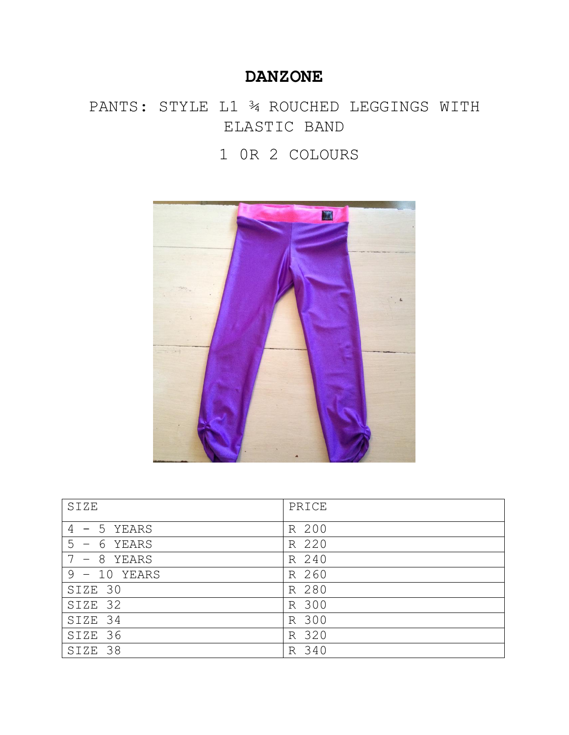# DANZONE

PANTS: STYLE L1 ¾ ROUCHED LEGGINGS WITH ELASTIC BAND

1 0R 2 COLOURS

| SIZE | PRICE |
|---|---|
| 4 - 5 YEARS | R 200 |
| 5 - 6 YEARS | R 220 |
| 7 - 8 YEARS | R 240 |
| 9 - 10 YEARS | R 260 |
| SIZE 30 | R 280 |
| SIZE 32 | R 300 |
| SIZE 34 | R 300 |
| SIZE 36 | R 320 |
| SIZE 38 | R 340 |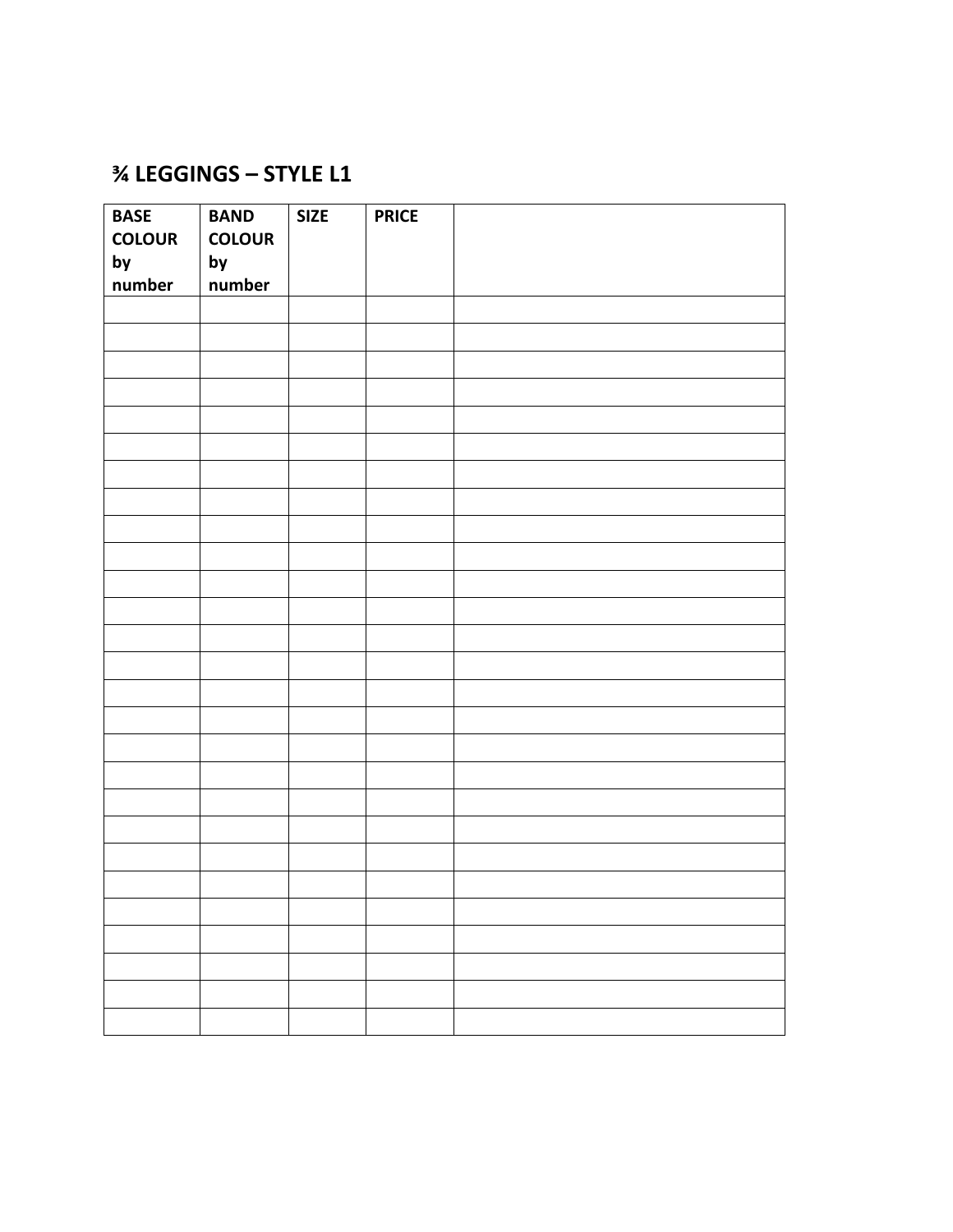## ¾ LEGGINGS – STYLE L1

| BASE COLOUR by number | BAND COLOUR by number | SIZE | PRICE | |
|---|---|---|---|---|
| | | | | |
| | | | | |
| | | | | |
| | | | | |
| | | | | |
| | | | | |
| | | | | |
| | | | | |
| | | | | |
| | | | | |
| | | | | |
| | | | | |
| | | | | |
| | | | | |
| | | | | |
| | | | | |
| | | | | |
| | | | | |
| | | | | |
| | | | | |
| | | | | |
| | | | | |
| | | | | |
| | | | | |
| | | | | |
| | | | | |
| | | | | |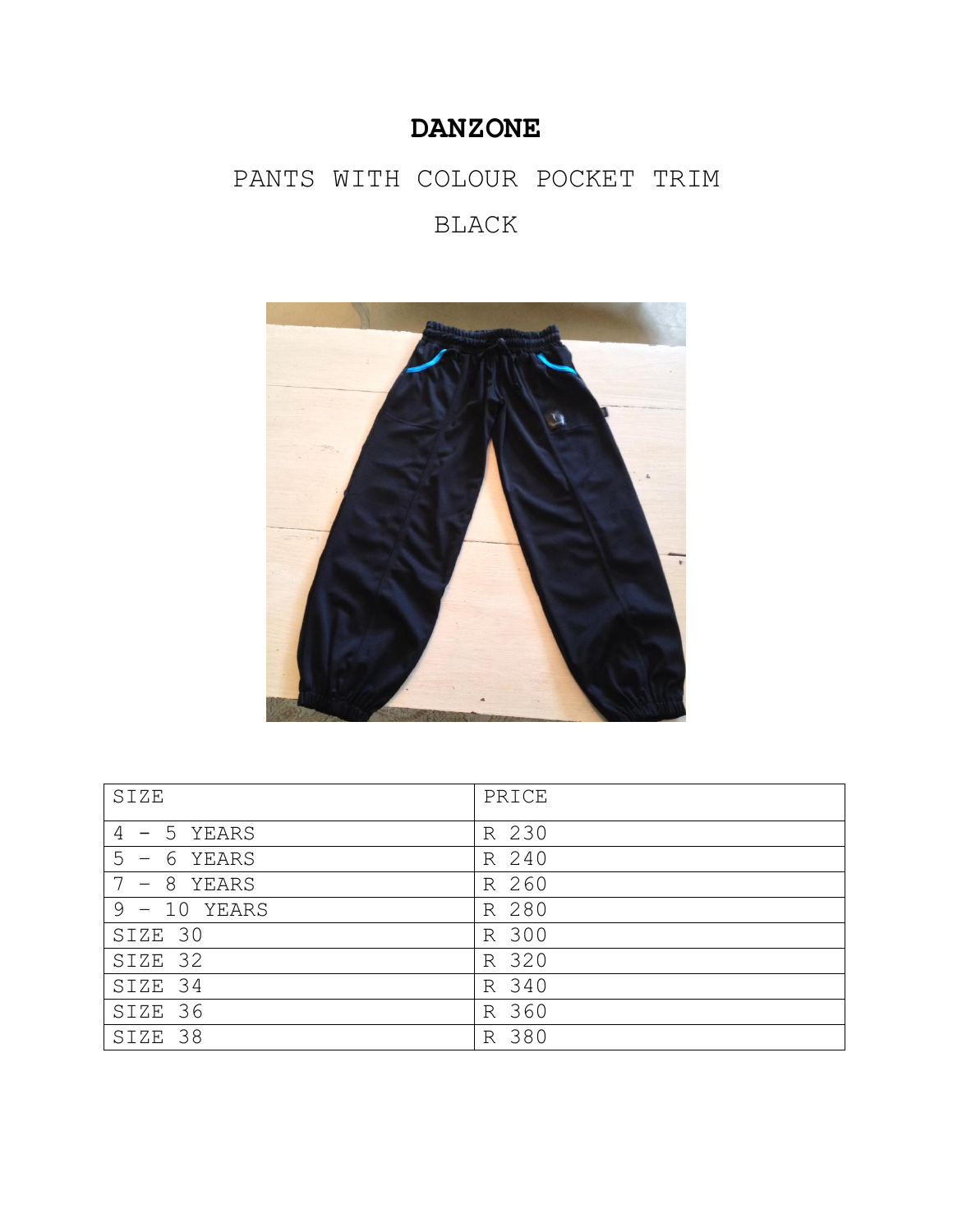# DANZONE

PANTS WITH COLOUR POCKET TRIM

BLACK

| SIZE | PRICE |
|---|---|
| 4 - 5 YEARS | R 230 |
| 5 - 6 YEARS | R 240 |
| 7 - 8 YEARS | R 260 |
| 9 - 10 YEARS | R 280 |
| SIZE 30 | R 300 |
| SIZE 32 | R 320 |
| SIZE 34 | R 340 |
| SIZE 36 | R 360 |
| SIZE 38 | R 380 |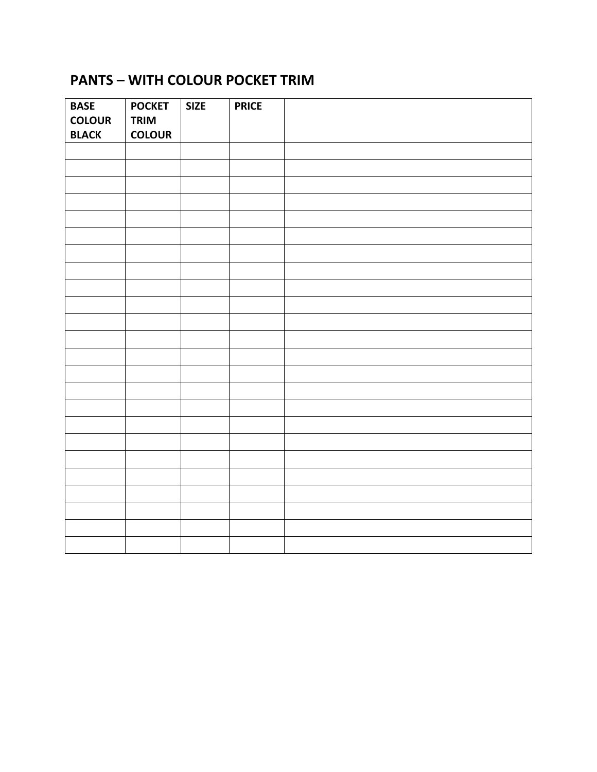## PANTS – WITH COLOUR POCKET TRIM

| BASE COLOUR BLACK | POCKET TRIM COLOUR | SIZE | PRICE | |
|---|---|---|---|---|
| | | | | |
| | | | | |
| | | | | |
| | | | | |
| | | | | |
| | | | | |
| | | | | |
| | | | | |
| | | | | |
| | | | | |
| | | | | |
| | | | | |
| | | | | |
| | | | | |
| | | | | |
| | | | | |
| | | | | |
| | | | | |
| | | | | |
| | | | | |
| | | | | |
| | | | | |
| | | | | |
| | | | | |